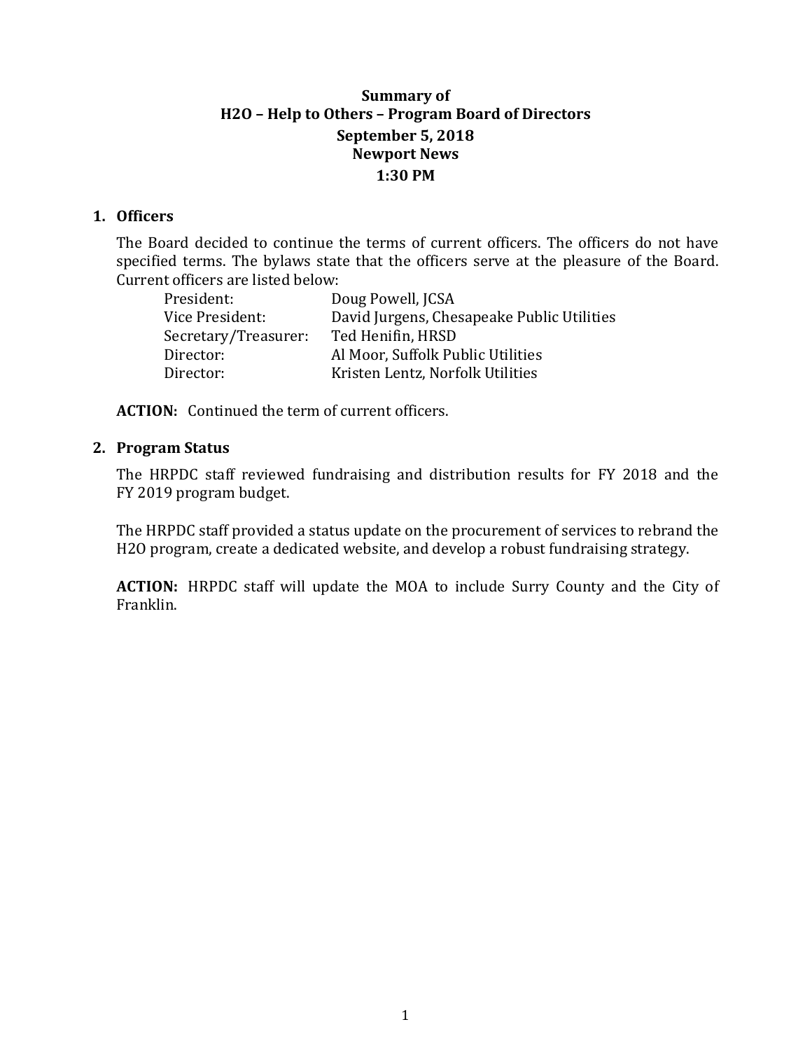# Summary of
# H2O – Help to Others – Program Board of Directors
## September 5, 2018
## Newport News
## 1:30 PM

### 1. Officers

The Board decided to continue the terms of current officers. The officers do not have specified terms. The bylaws state that the officers serve at the pleasure of the Board. Current officers are listed below:

| | |
|---|---|
| President: | Doug Powell, JCSA |
| Vice President: | David Jurgens, Chesapeake Public Utilities |
| Secretary/Treasurer: | Ted Henifin, HRSD |
| Director: | Al Moor, Suffolk Public Utilities |
| Director: | Kristen Lentz, Norfolk Utilities |

**ACTION:** Continued the term of current officers.

### 2. Program Status

The HRPDC staff reviewed fundraising and distribution results for FY 2018 and the FY 2019 program budget.

The HRPDC staff provided a status update on the procurement of services to rebrand the H2O program, create a dedicated website, and develop a robust fundraising strategy.

**ACTION:** HRPDC staff will update the MOA to include Surry County and the City of Franklin.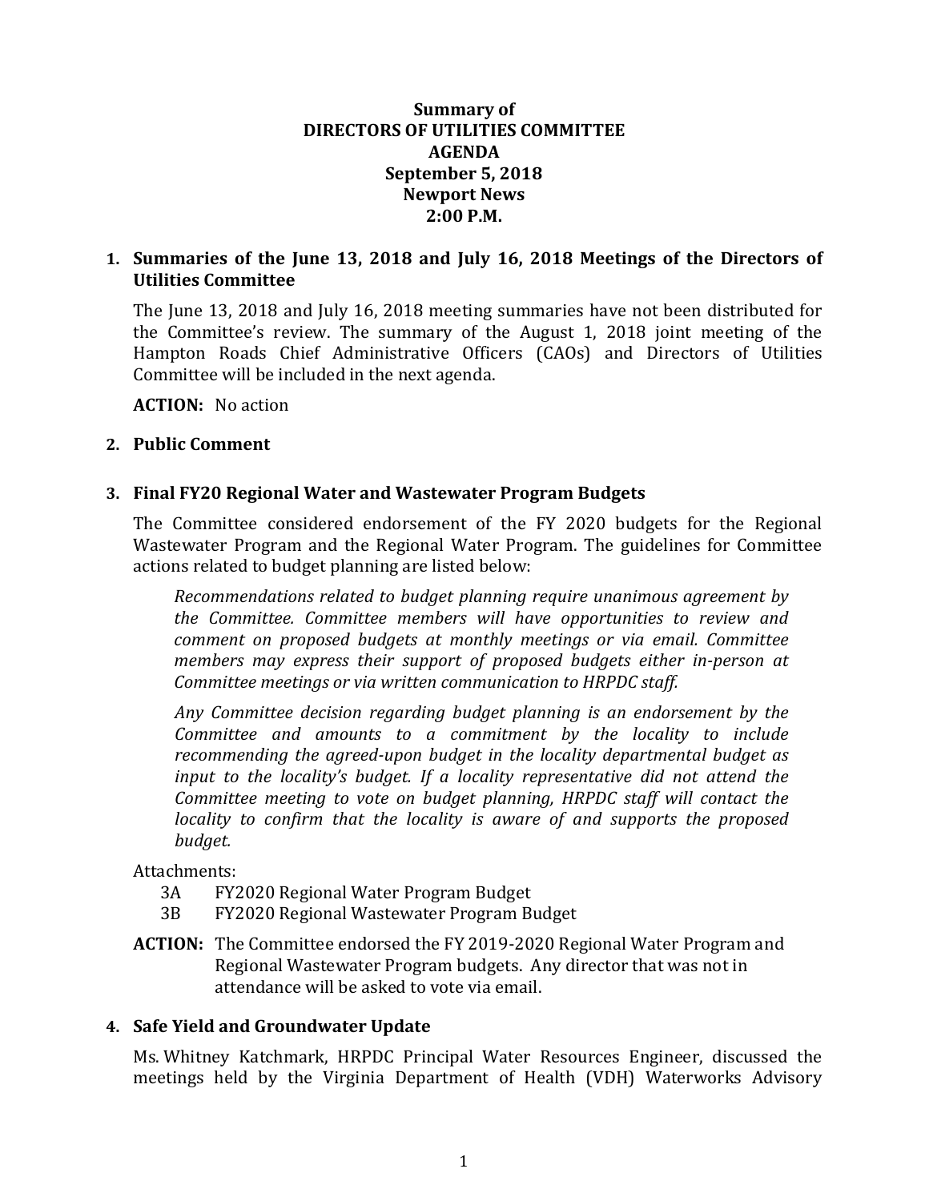**Summary of**
**DIRECTORS OF UTILITIES COMMITTEE**
**AGENDA**
**September 5, 2018**
**Newport News**
**2:00 P.M.**

### 1. Summaries of the June 13, 2018 and July 16, 2018 Meetings of the Directors of Utilities Committee

The June 13, 2018 and July 16, 2018 meeting summaries have not been distributed for the Committee's review. The summary of the August 1, 2018 joint meeting of the Hampton Roads Chief Administrative Officers (CAOs) and Directors of Utilities Committee will be included in the next agenda.

**ACTION:** No action

### 2. Public Comment

### 3. Final FY20 Regional Water and Wastewater Program Budgets

The Committee considered endorsement of the FY 2020 budgets for the Regional Wastewater Program and the Regional Water Program. The guidelines for Committee actions related to budget planning are listed below:

> *Recommendations related to budget planning require unanimous agreement by the Committee. Committee members will have opportunities to review and comment on proposed budgets at monthly meetings or via email. Committee members may express their support of proposed budgets either in-person at Committee meetings or via written communication to HRPDC staff.*
>
> *Any Committee decision regarding budget planning is an endorsement by the Committee and amounts to a commitment by the locality to include recommending the agreed-upon budget in the locality departmental budget as input to the locality's budget. If a locality representative did not attend the Committee meeting to vote on budget planning, HRPDC staff will contact the locality to confirm that the locality is aware of and supports the proposed budget.*

Attachments:

- 3A FY2020 Regional Water Program Budget
- 3B FY2020 Regional Wastewater Program Budget

**ACTION:** The Committee endorsed the FY 2019-2020 Regional Water Program and Regional Wastewater Program budgets. Any director that was not in attendance will be asked to vote via email.

### 4. Safe Yield and Groundwater Update

Ms. Whitney Katchmark, HRPDC Principal Water Resources Engineer, discussed the meetings held by the Virginia Department of Health (VDH) Waterworks Advisory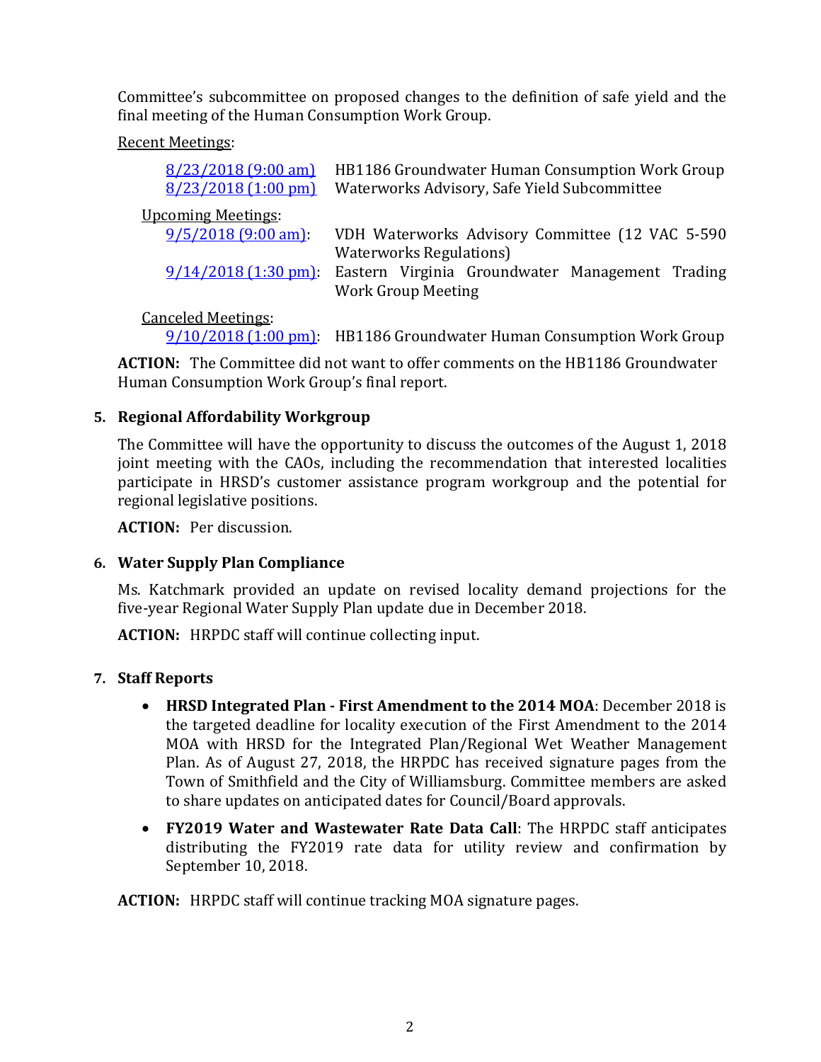Committee's subcommittee on proposed changes to the definition of safe yield and the final meeting of the Human Consumption Work Group.

Recent Meetings:

| | |
|---|---|
| 8/23/2018 (9:00 am) | HB1186 Groundwater Human Consumption Work Group |
| 8/23/2018 (1:00 pm) | Waterworks Advisory, Safe Yield Subcommittee |

Upcoming Meetings:

| | |
|---|---|
| 9/5/2018 (9:00 am): | VDH Waterworks Advisory Committee (12 VAC 5-590 Waterworks Regulations) |
| 9/14/2018 (1:30 pm): | Eastern Virginia Groundwater Management Trading Work Group Meeting |

Canceled Meetings:

| | |
|---|---|
| 9/10/2018 (1:00 pm): | HB1186 Groundwater Human Consumption Work Group |

**ACTION:** The Committee did not want to offer comments on the HB1186 Groundwater Human Consumption Work Group's final report.

## 5. Regional Affordability Workgroup

The Committee will have the opportunity to discuss the outcomes of the August 1, 2018 joint meeting with the CAOs, including the recommendation that interested localities participate in HRSD's customer assistance program workgroup and the potential for regional legislative positions.

**ACTION:** Per discussion.

## 6. Water Supply Plan Compliance

Ms. Katchmark provided an update on revised locality demand projections for the five-year Regional Water Supply Plan update due in December 2018.

**ACTION:** HRPDC staff will continue collecting input.

## 7. Staff Reports

- **HRSD Integrated Plan - First Amendment to the 2014 MOA**: December 2018 is the targeted deadline for locality execution of the First Amendment to the 2014 MOA with HRSD for the Integrated Plan/Regional Wet Weather Management Plan. As of August 27, 2018, the HRPDC has received signature pages from the Town of Smithfield and the City of Williamsburg. Committee members are asked to share updates on anticipated dates for Council/Board approvals.
- **FY2019 Water and Wastewater Rate Data Call**: The HRPDC staff anticipates distributing the FY2019 rate data for utility review and confirmation by September 10, 2018.

**ACTION:** HRPDC staff will continue tracking MOA signature pages.